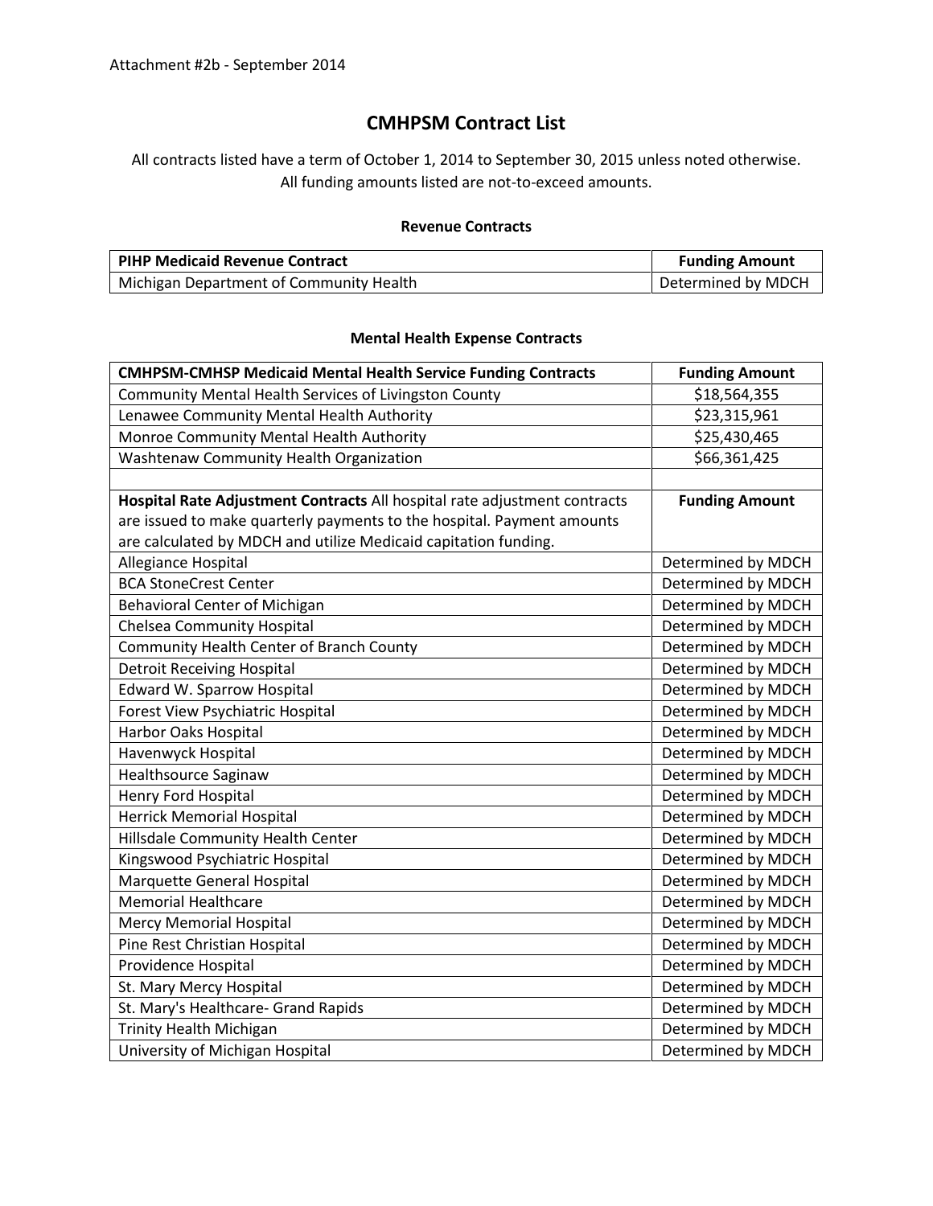Attachment #2b - September 2014

# CMHPSM Contract List

All contracts listed have a term of October 1, 2014 to September 30, 2015 unless noted otherwise.
All funding amounts listed are not-to-exceed amounts.

### Revenue Contracts

| **PIHP Medicaid Revenue Contract** | **Funding Amount** |
|---|---|
| Michigan Department of Community Health | Determined by MDCH |

### Mental Health Expense Contracts

| **CMHPSM-CMHSP Medicaid Mental Health Service Funding Contracts** | **Funding Amount** |
|---|---|
| Community Mental Health Services of Livingston County | $18,564,355 |
| Lenawee Community Mental Health Authority | $23,315,961 |
| Monroe Community Mental Health Authority | $25,430,465 |
| Washtenaw Community Health Organization | $66,361,425 |
| | |
| **Hospital Rate Adjustment Contracts** All hospital rate adjustment contracts are issued to make quarterly payments to the hospital. Payment amounts are calculated by MDCH and utilize Medicaid capitation funding. | **Funding Amount** |
| Allegiance Hospital | Determined by MDCH |
| BCA StoneCrest Center | Determined by MDCH |
| Behavioral Center of Michigan | Determined by MDCH |
| Chelsea Community Hospital | Determined by MDCH |
| Community Health Center of Branch County | Determined by MDCH |
| Detroit Receiving Hospital | Determined by MDCH |
| Edward W. Sparrow Hospital | Determined by MDCH |
| Forest View Psychiatric Hospital | Determined by MDCH |
| Harbor Oaks Hospital | Determined by MDCH |
| Havenwyck Hospital | Determined by MDCH |
| Healthsource Saginaw | Determined by MDCH |
| Henry Ford Hospital | Determined by MDCH |
| Herrick Memorial Hospital | Determined by MDCH |
| Hillsdale Community Health Center | Determined by MDCH |
| Kingswood Psychiatric Hospital | Determined by MDCH |
| Marquette General Hospital | Determined by MDCH |
| Memorial Healthcare | Determined by MDCH |
| Mercy Memorial Hospital | Determined by MDCH |
| Pine Rest Christian Hospital | Determined by MDCH |
| Providence Hospital | Determined by MDCH |
| St. Mary Mercy Hospital | Determined by MDCH |
| St. Mary's Healthcare- Grand Rapids | Determined by MDCH |
| Trinity Health Michigan | Determined by MDCH |
| University of Michigan Hospital | Determined by MDCH |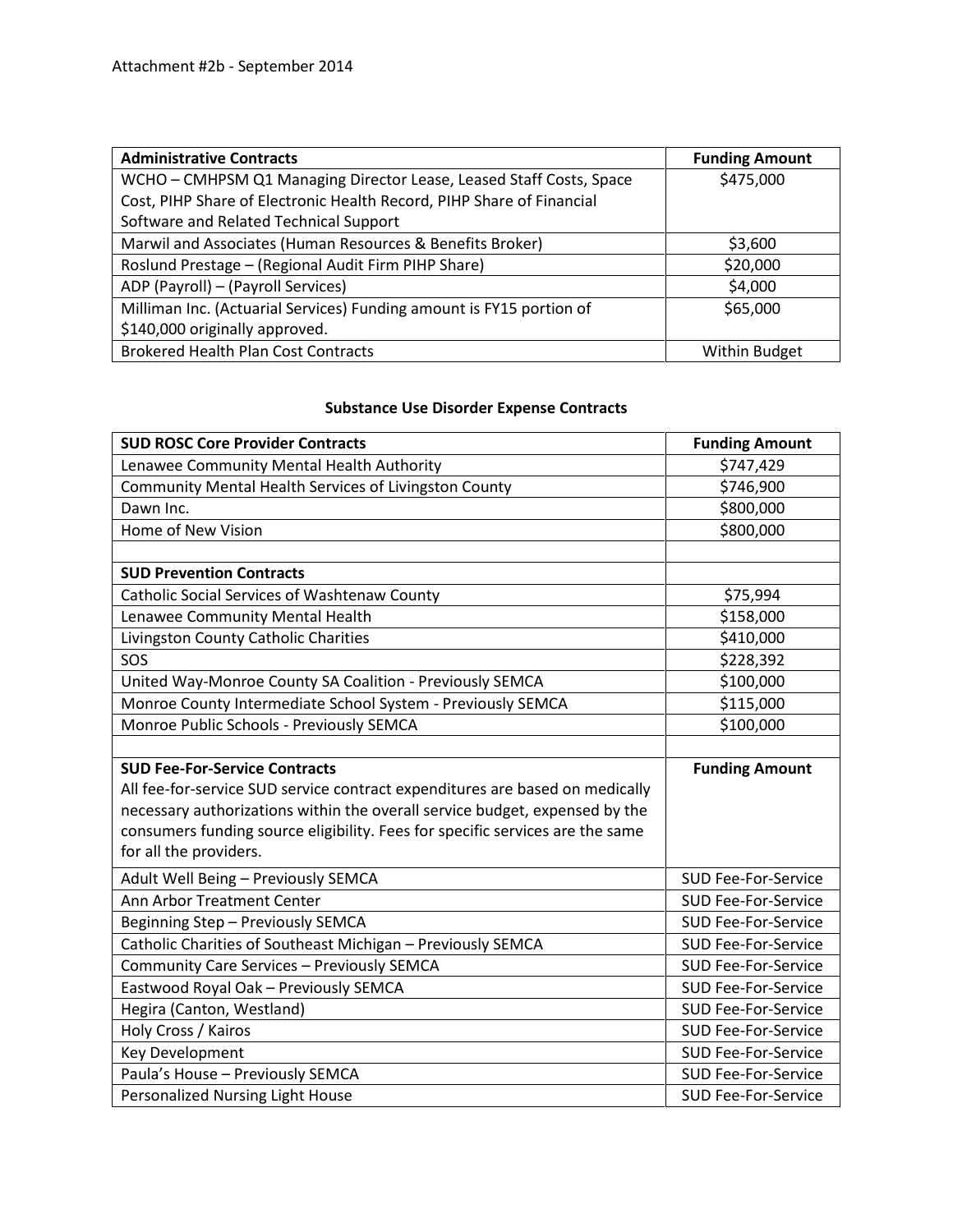Attachment #2b - September 2014

| Administrative Contracts | Funding Amount |
|---|---|
| WCHO – CMHPSM Q1 Managing Director Lease, Leased Staff Costs, Space Cost, PIHP Share of Electronic Health Record, PIHP Share of Financial Software and Related Technical Support | $475,000 |
| Marwil and Associates (Human Resources & Benefits Broker) | $3,600 |
| Roslund Prestage – (Regional Audit Firm PIHP Share) | $20,000 |
| ADP (Payroll) – (Payroll Services) | $4,000 |
| Milliman Inc. (Actuarial Services) Funding amount is FY15 portion of $140,000 originally approved. | $65,000 |
| Brokered Health Plan Cost Contracts | Within Budget |

## Substance Use Disorder Expense Contracts

| SUD ROSC Core Provider Contracts | Funding Amount |
|---|---|
| Lenawee Community Mental Health Authority | $747,429 |
| Community Mental Health Services of Livingston County | $746,900 |
| Dawn Inc. | $800,000 |
| Home of New Vision | $800,000 |
| | |
| **SUD Prevention Contracts** | |
| Catholic Social Services of Washtenaw County | $75,994 |
| Lenawee Community Mental Health | $158,000 |
| Livingston County Catholic Charities | $410,000 |
| SOS | $228,392 |
| United Way-Monroe County SA Coalition - Previously SEMCA | $100,000 |
| Monroe County Intermediate School System - Previously SEMCA | $115,000 |
| Monroe Public Schools - Previously SEMCA | $100,000 |
| | |
| **SUD Fee-For-Service Contracts** All fee-for-service SUD service contract expenditures are based on medically necessary authorizations within the overall service budget, expensed by the consumers funding source eligibility. Fees for specific services are the same for all the providers. | **Funding Amount** |
| Adult Well Being – Previously SEMCA | SUD Fee-For-Service |
| Ann Arbor Treatment Center | SUD Fee-For-Service |
| Beginning Step – Previously SEMCA | SUD Fee-For-Service |
| Catholic Charities of Southeast Michigan – Previously SEMCA | SUD Fee-For-Service |
| Community Care Services – Previously SEMCA | SUD Fee-For-Service |
| Eastwood Royal Oak – Previously SEMCA | SUD Fee-For-Service |
| Hegira (Canton, Westland) | SUD Fee-For-Service |
| Holy Cross / Kairos | SUD Fee-For-Service |
| Key Development | SUD Fee-For-Service |
| Paula's House – Previously SEMCA | SUD Fee-For-Service |
| Personalized Nursing Light House | SUD Fee-For-Service |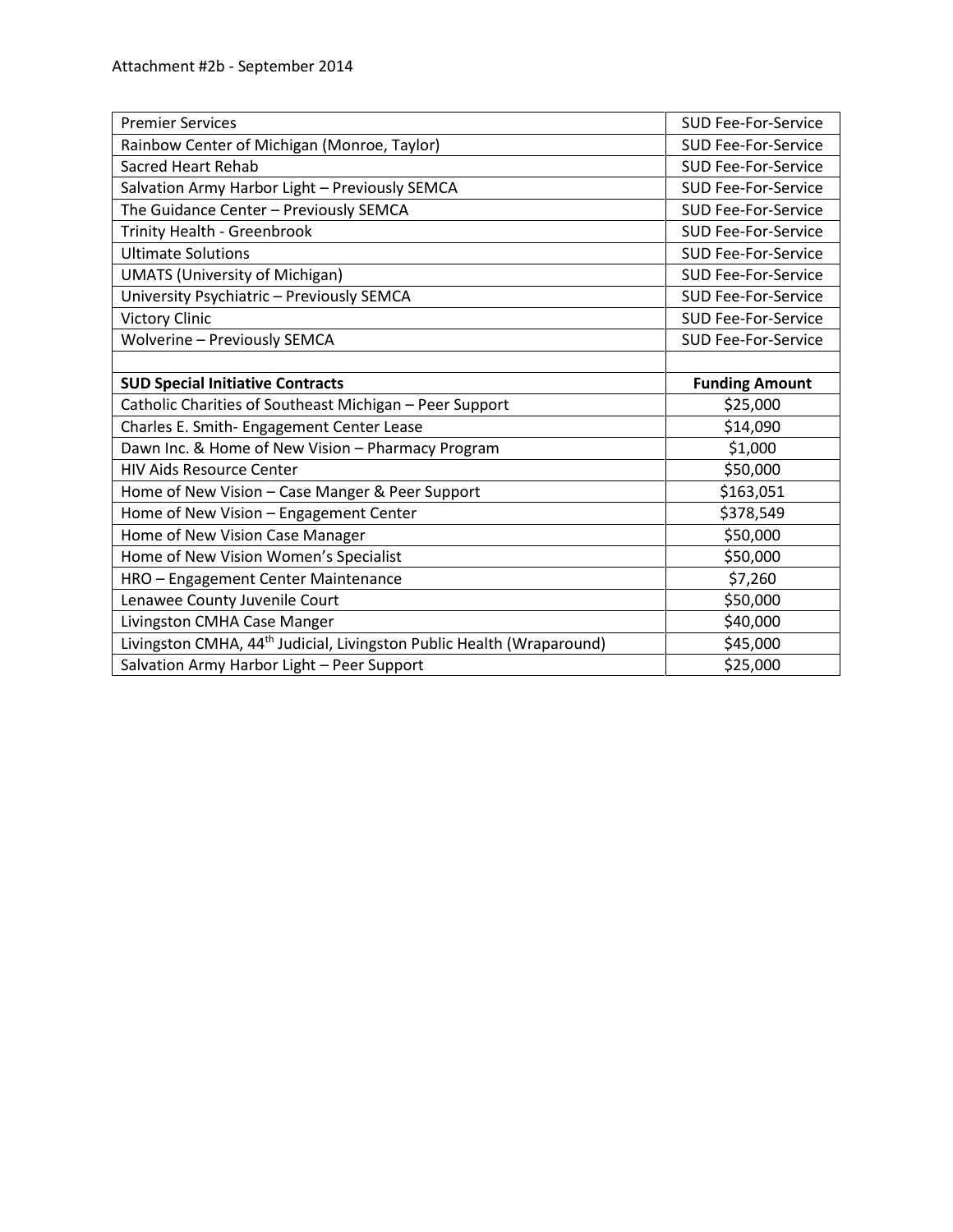Attachment #2b - September 2014

| | |
|---|---|
| Premier Services | SUD Fee-For-Service |
| Rainbow Center of Michigan (Monroe, Taylor) | SUD Fee-For-Service |
| Sacred Heart Rehab | SUD Fee-For-Service |
| Salvation Army Harbor Light – Previously SEMCA | SUD Fee-For-Service |
| The Guidance Center – Previously SEMCA | SUD Fee-For-Service |
| Trinity Health - Greenbrook | SUD Fee-For-Service |
| Ultimate Solutions | SUD Fee-For-Service |
| UMATS (University of Michigan) | SUD Fee-For-Service |
| University Psychiatric – Previously SEMCA | SUD Fee-For-Service |
| Victory Clinic | SUD Fee-For-Service |
| Wolverine – Previously SEMCA | SUD Fee-For-Service |
| | |
| **SUD Special Initiative Contracts** | **Funding Amount** |
| Catholic Charities of Southeast Michigan – Peer Support | $25,000 |
| Charles E. Smith- Engagement Center Lease | $14,090 |
| Dawn Inc. & Home of New Vision – Pharmacy Program | $1,000 |
| HIV Aids Resource Center | $50,000 |
| Home of New Vision – Case Manger & Peer Support | $163,051 |
| Home of New Vision – Engagement Center | $378,549 |
| Home of New Vision Case Manager | $50,000 |
| Home of New Vision Women's Specialist | $50,000 |
| HRO – Engagement Center Maintenance | $7,260 |
| Lenawee County Juvenile Court | $50,000 |
| Livingston CMHA Case Manger | $40,000 |
| Livingston CMHA, 44th Judicial, Livingston Public Health (Wraparound) | $45,000 |
| Salvation Army Harbor Light – Peer Support | $25,000 |